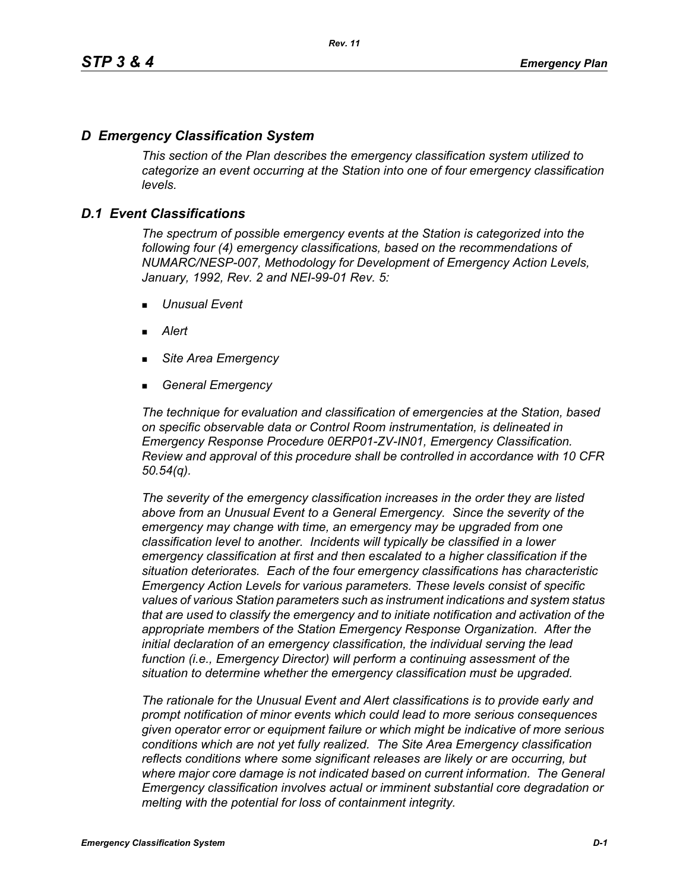## *D Emergency Classification System*

*This section of the Plan describes the emergency classification system utilized to categorize an event occurring at the Station into one of four emergency classification levels.*

## *D.1 Event Classifications*

*The spectrum of possible emergency events at the Station is categorized into the following four (4) emergency classifications, based on the recommendations of NUMARC/NESP-007, Methodology for Development of Emergency Action Levels, January, 1992, Rev. 2 and NEI-99-01 Rev. 5:*

- *Unusual Event*
- *Alert*
- *Site Area Emergency*
- *General Emergency*

*The technique for evaluation and classification of emergencies at the Station, based on specific observable data or Control Room instrumentation, is delineated in Emergency Response Procedure 0ERP01-ZV-IN01, Emergency Classification. Review and approval of this procedure shall be controlled in accordance with 10 CFR 50.54(q).*

*The severity of the emergency classification increases in the order they are listed above from an Unusual Event to a General Emergency. Since the severity of the emergency may change with time, an emergency may be upgraded from one classification level to another. Incidents will typically be classified in a lower emergency classification at first and then escalated to a higher classification if the situation deteriorates. Each of the four emergency classifications has characteristic Emergency Action Levels for various parameters. These levels consist of specific values of various Station parameters such as instrument indications and system status that are used to classify the emergency and to initiate notification and activation of the appropriate members of the Station Emergency Response Organization. After the initial declaration of an emergency classification, the individual serving the lead function (i.e., Emergency Director) will perform a continuing assessment of the situation to determine whether the emergency classification must be upgraded.*

*The rationale for the Unusual Event and Alert classifications is to provide early and prompt notification of minor events which could lead to more serious consequences given operator error or equipment failure or which might be indicative of more serious conditions which are not yet fully realized. The Site Area Emergency classification reflects conditions where some significant releases are likely or are occurring, but where major core damage is not indicated based on current information. The General Emergency classification involves actual or imminent substantial core degradation or melting with the potential for loss of containment integrity.*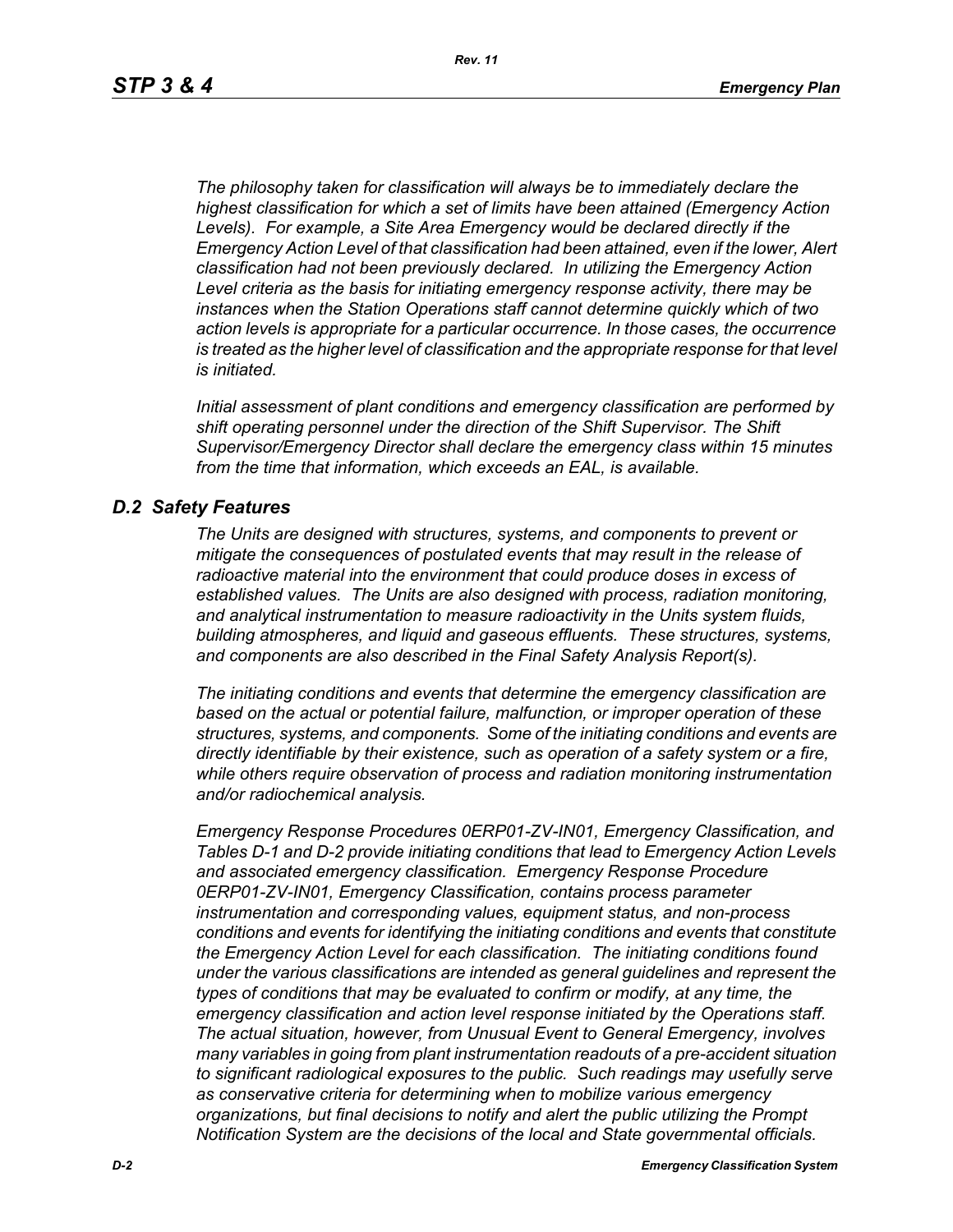*The philosophy taken for classification will always be to immediately declare the highest classification for which a set of limits have been attained (Emergency Action Levels). For example, a Site Area Emergency would be declared directly if the Emergency Action Level of that classification had been attained, even if the lower, Alert classification had not been previously declared. In utilizing the Emergency Action Level criteria as the basis for initiating emergency response activity, there may be instances when the Station Operations staff cannot determine quickly which of two action levels is appropriate for a particular occurrence. In those cases, the occurrence is treated as the higher level of classification and the appropriate response for that level is initiated.*

*Initial assessment of plant conditions and emergency classification are performed by shift operating personnel under the direction of the Shift Supervisor. The Shift Supervisor/Emergency Director shall declare the emergency class within 15 minutes from the time that information, which exceeds an EAL, is available.*

## *D.2 Safety Features*

*The Units are designed with structures, systems, and components to prevent or mitigate the consequences of postulated events that may result in the release of radioactive material into the environment that could produce doses in excess of established values. The Units are also designed with process, radiation monitoring, and analytical instrumentation to measure radioactivity in the Units system fluids, building atmospheres, and liquid and gaseous effluents. These structures, systems, and components are also described in the Final Safety Analysis Report(s).*

*The initiating conditions and events that determine the emergency classification are based on the actual or potential failure, malfunction, or improper operation of these structures, systems, and components. Some of the initiating conditions and events are directly identifiable by their existence, such as operation of a safety system or a fire, while others require observation of process and radiation monitoring instrumentation and/or radiochemical analysis.*

*Emergency Response Procedures 0ERP01-ZV-IN01, Emergency Classification, and Tables D-1 and D-2 provide initiating conditions that lead to Emergency Action Levels and associated emergency classification. Emergency Response Procedure 0ERP01-ZV-IN01, Emergency Classification, contains process parameter instrumentation and corresponding values, equipment status, and non-process conditions and events for identifying the initiating conditions and events that constitute the Emergency Action Level for each classification. The initiating conditions found under the various classifications are intended as general guidelines and represent the types of conditions that may be evaluated to confirm or modify, at any time, the emergency classification and action level response initiated by the Operations staff. The actual situation, however, from Unusual Event to General Emergency, involves many variables in going from plant instrumentation readouts of a pre-accident situation to significant radiological exposures to the public. Such readings may usefully serve as conservative criteria for determining when to mobilize various emergency organizations, but final decisions to notify and alert the public utilizing the Prompt Notification System are the decisions of the local and State governmental officials.*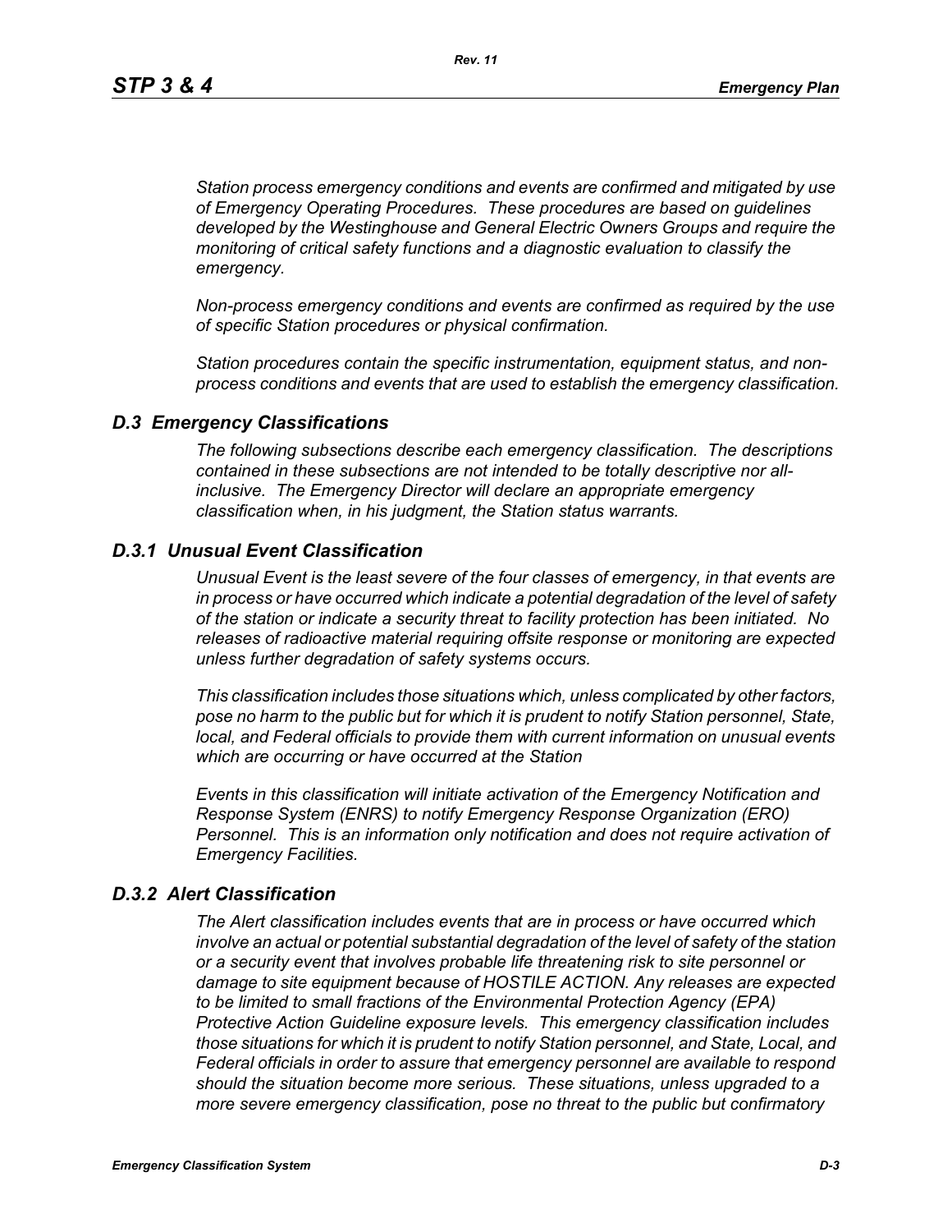*Station process emergency conditions and events are confirmed and mitigated by use of Emergency Operating Procedures. These procedures are based on guidelines developed by the Westinghouse and General Electric Owners Groups and require the monitoring of critical safety functions and a diagnostic evaluation to classify the emergency.*

*Non-process emergency conditions and events are confirmed as required by the use of specific Station procedures or physical confirmation.*

*Station procedures contain the specific instrumentation, equipment status, and non-process conditions and events that are used to establish the emergency classification.*

## *D.3 Emergency Classifications*

*The following subsections describe each emergency classification. The descriptions contained in these subsections are not intended to be totally descriptive nor all-inclusive. The Emergency Director will declare an appropriate emergency classification when, in his judgment, the Station status warrants.*

### *D.3.1 Unusual Event Classification*

*Unusual Event is the least severe of the four classes of emergency, in that events are in process or have occurred which indicate a potential degradation of the level of safety of the station or indicate a security threat to facility protection has been initiated. No releases of radioactive material requiring offsite response or monitoring are expected unless further degradation of safety systems occurs.*

*This classification includes those situations which, unless complicated by other factors, pose no harm to the public but for which it is prudent to notify Station personnel, State, local, and Federal officials to provide them with current information on unusual events which are occurring or have occurred at the Station*

*Events in this classification will initiate activation of the Emergency Notification and Response System (ENRS) to notify Emergency Response Organization (ERO) Personnel. This is an information only notification and does not require activation of Emergency Facilities.*

### *D.3.2 Alert Classification*

*The Alert classification includes events that are in process or have occurred which involve an actual or potential substantial degradation of the level of safety of the station or a security event that involves probable life threatening risk to site personnel or damage to site equipment because of HOSTILE ACTION. Any releases are expected to be limited to small fractions of the Environmental Protection Agency (EPA) Protective Action Guideline exposure levels. This emergency classification includes those situations for which it is prudent to notify Station personnel, and State, Local, and Federal officials in order to assure that emergency personnel are available to respond should the situation become more serious. These situations, unless upgraded to a more severe emergency classification, pose no threat to the public but confirmatory*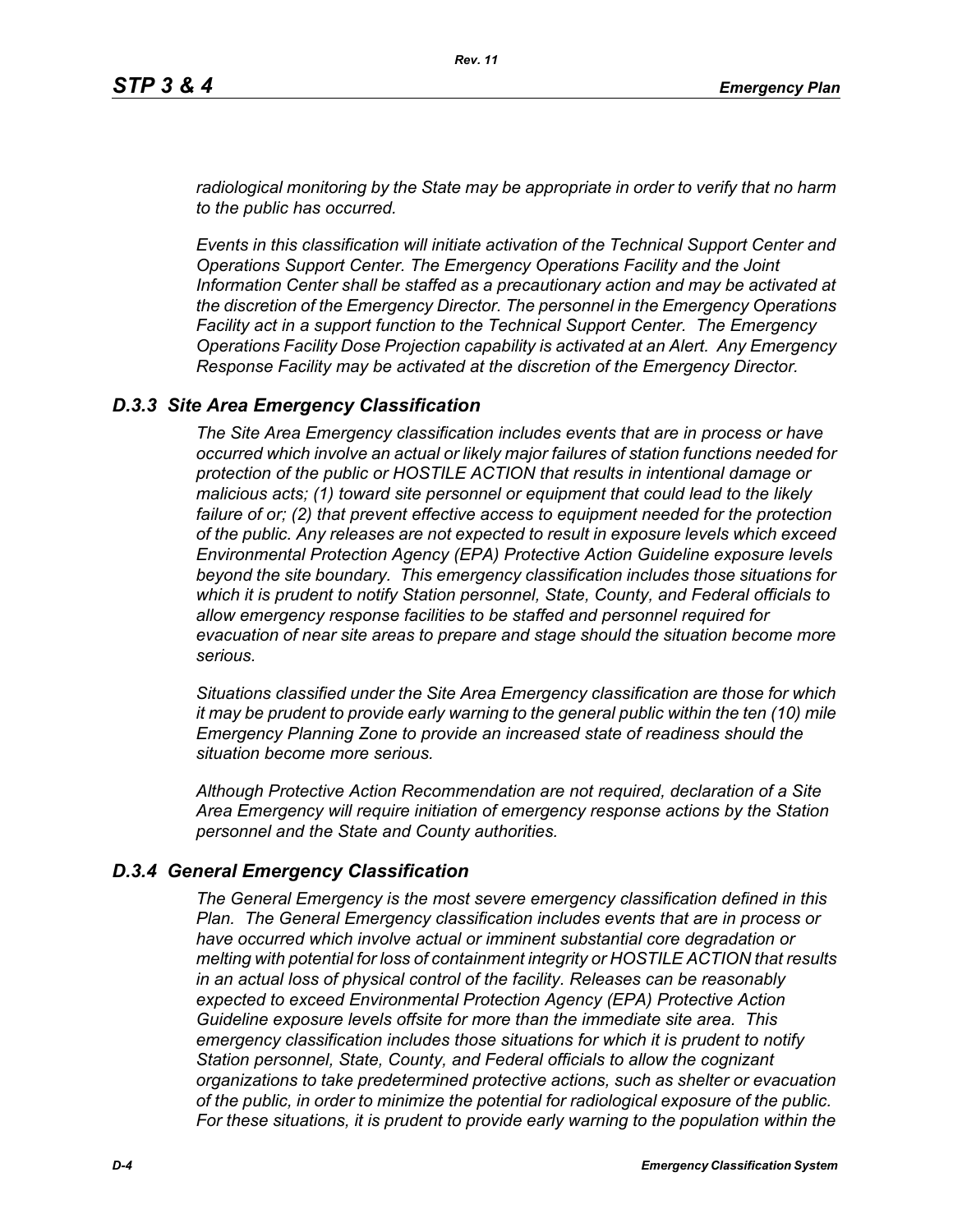*radiological monitoring by the State may be appropriate in order to verify that no harm to the public has occurred.*

*Events in this classification will initiate activation of the Technical Support Center and Operations Support Center. The Emergency Operations Facility and the Joint Information Center shall be staffed as a precautionary action and may be activated at the discretion of the Emergency Director. The personnel in the Emergency Operations Facility act in a support function to the Technical Support Center. The Emergency Operations Facility Dose Projection capability is activated at an Alert. Any Emergency Response Facility may be activated at the discretion of the Emergency Director.*

### *D.3.3 Site Area Emergency Classification*

*The Site Area Emergency classification includes events that are in process or have occurred which involve an actual or likely major failures of station functions needed for protection of the public or HOSTILE ACTION that results in intentional damage or malicious acts; (1) toward site personnel or equipment that could lead to the likely failure of or; (2) that prevent effective access to equipment needed for the protection of the public. Any releases are not expected to result in exposure levels which exceed Environmental Protection Agency (EPA) Protective Action Guideline exposure levels beyond the site boundary. This emergency classification includes those situations for which it is prudent to notify Station personnel, State, County, and Federal officials to allow emergency response facilities to be staffed and personnel required for evacuation of near site areas to prepare and stage should the situation become more serious.*

*Situations classified under the Site Area Emergency classification are those for which it may be prudent to provide early warning to the general public within the ten (10) mile Emergency Planning Zone to provide an increased state of readiness should the situation become more serious.*

*Although Protective Action Recommendation are not required, declaration of a Site Area Emergency will require initiation of emergency response actions by the Station personnel and the State and County authorities.*

### *D.3.4 General Emergency Classification*

*The General Emergency is the most severe emergency classification defined in this Plan. The General Emergency classification includes events that are in process or have occurred which involve actual or imminent substantial core degradation or melting with potential for loss of containment integrity or HOSTILE ACTION that results in an actual loss of physical control of the facility. Releases can be reasonably expected to exceed Environmental Protection Agency (EPA) Protective Action Guideline exposure levels offsite for more than the immediate site area. This emergency classification includes those situations for which it is prudent to notify Station personnel, State, County, and Federal officials to allow the cognizant organizations to take predetermined protective actions, such as shelter or evacuation of the public, in order to minimize the potential for radiological exposure of the public. For these situations, it is prudent to provide early warning to the population within the*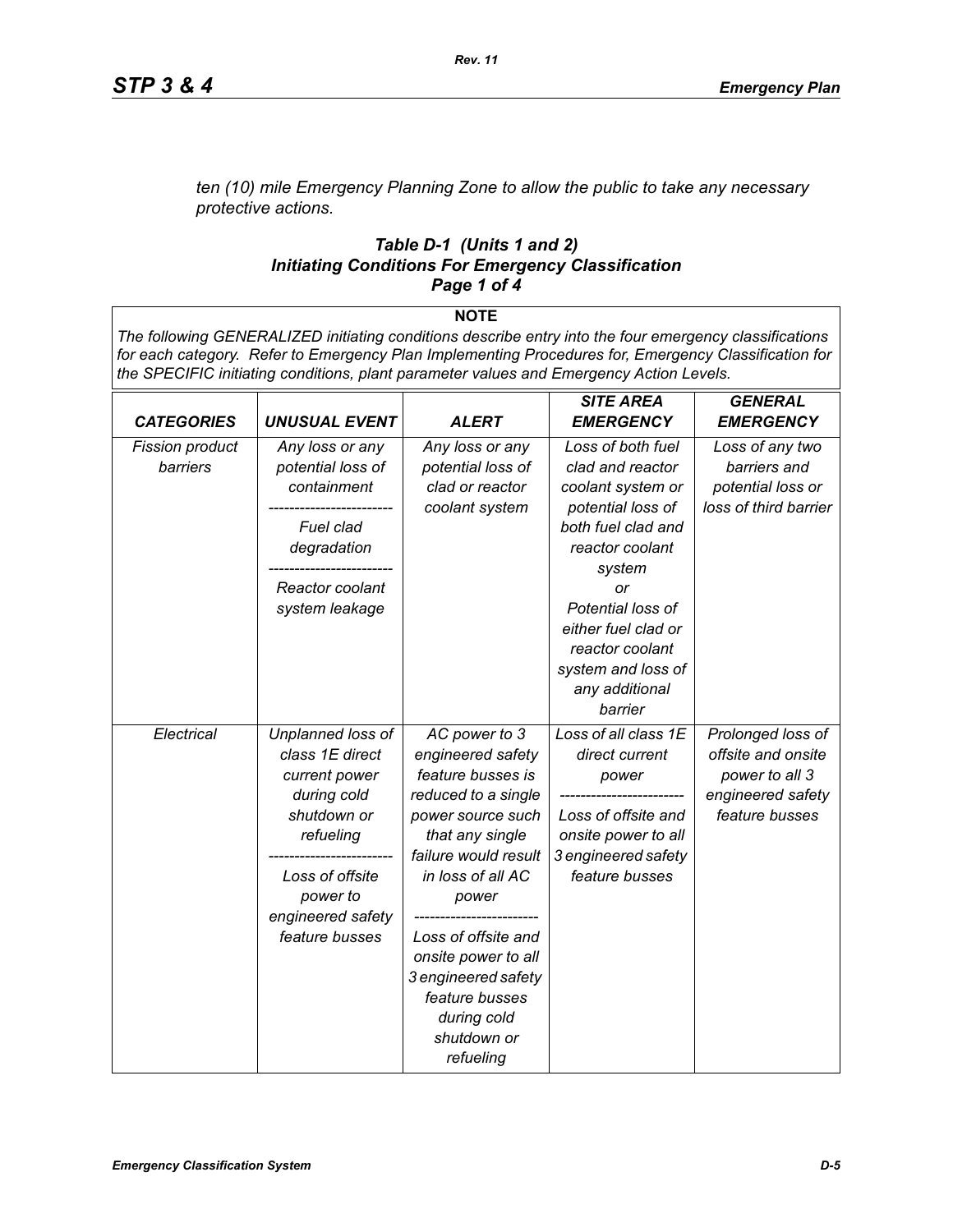*ten (10) mile Emergency Planning Zone to allow the public to take any necessary protective actions.*

### *Table D-1 (Units 1 and 2)*
### *Initiating Conditions For Emergency Classification*
### *Page 1 of 4*

**NOTE**

*The following GENERALIZED initiating conditions describe entry into the four emergency classifications for each category. Refer to Emergency Plan Implementing Procedures for, Emergency Classification for the SPECIFIC initiating conditions, plant parameter values and Emergency Action Levels.*

| *CATEGORIES* | *UNUSUAL EVENT* | *ALERT* | *SITE AREA EMERGENCY* | *GENERAL EMERGENCY* |
|---|---|---|---|---|
| *Fission product barriers* | *Any loss or any potential loss of containment* ------------------------ *Fuel clad degradation* ------------------------ *Reactor coolant system leakage* | *Any loss or any potential loss of clad or reactor coolant system* | *Loss of both fuel clad and reactor coolant system or potential loss of both fuel clad and reactor coolant system* *or* *Potential loss of either fuel clad or reactor coolant system and loss of any additional barrier* | *Loss of any two barriers and potential loss or loss of third barrier* |
| *Electrical* | *Unplanned loss of class 1E direct current power during cold shutdown or refueling* ------------------------ *Loss of offsite power to engineered safety feature busses* | *AC power to 3 engineered safety feature busses is reduced to a single power source such that any single failure would result in loss of all AC power* ------------------------ *Loss of offsite and onsite power to all 3 engineered safety feature busses during cold shutdown or refueling* | *Loss of all class 1E direct current power* ------------------------ *Loss of offsite and onsite power to all 3 engineered safety feature busses* | *Prolonged loss of offsite and onsite power to all 3 engineered safety feature busses* |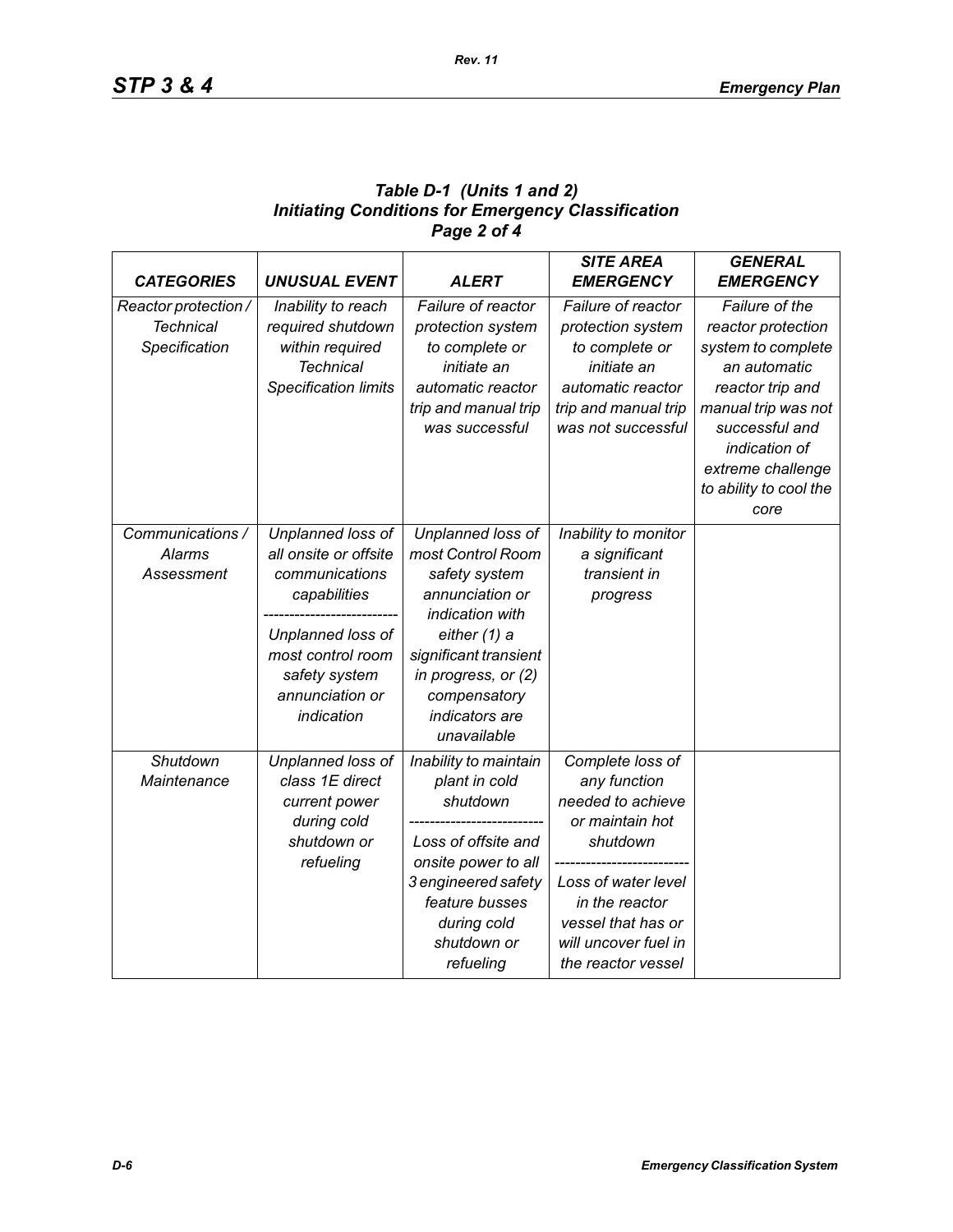***Table D-1 (Units 1 and 2)***
***Initiating Conditions for Emergency Classification***
***Page 2 of 4***

| *CATEGORIES* | *UNUSUAL EVENT* | *ALERT* | *SITE AREA EMERGENCY* | *GENERAL EMERGENCY* |
|---|---|---|---|---|
| *Reactor protection / Technical Specification* | *Inability to reach required shutdown within required Technical Specification limits* | *Failure of reactor protection system to complete or initiate an automatic reactor trip and manual trip was successful* | *Failure of reactor protection system to complete or initiate an automatic reactor trip and manual trip was not successful* | *Failure of the reactor protection system to complete an automatic reactor trip and manual trip was not successful and indication of extreme challenge to ability to cool the core* |
| *Communications / Alarms Assessment* | *Unplanned loss of all onsite or offsite communications capabilities* ------------------------- *Unplanned loss of most control room safety system annunciation or indication* | *Unplanned loss of most Control Room safety system annunciation or indication with either (1) a significant transient in progress, or (2) compensatory indicators are unavailable* | *Inability to monitor a significant transient in progress* | |
| *Shutdown Maintenance* | *Unplanned loss of class 1E direct current power during cold shutdown or refueling* | *Inability to maintain plant in cold shutdown* ------------------------- *Loss of offsite and onsite power to all 3 engineered safety feature busses during cold shutdown or refueling* | *Complete loss of any function needed to achieve or maintain hot shutdown* ------------------------- *Loss of water level in the reactor vessel that has or will uncover fuel in the reactor vessel* | |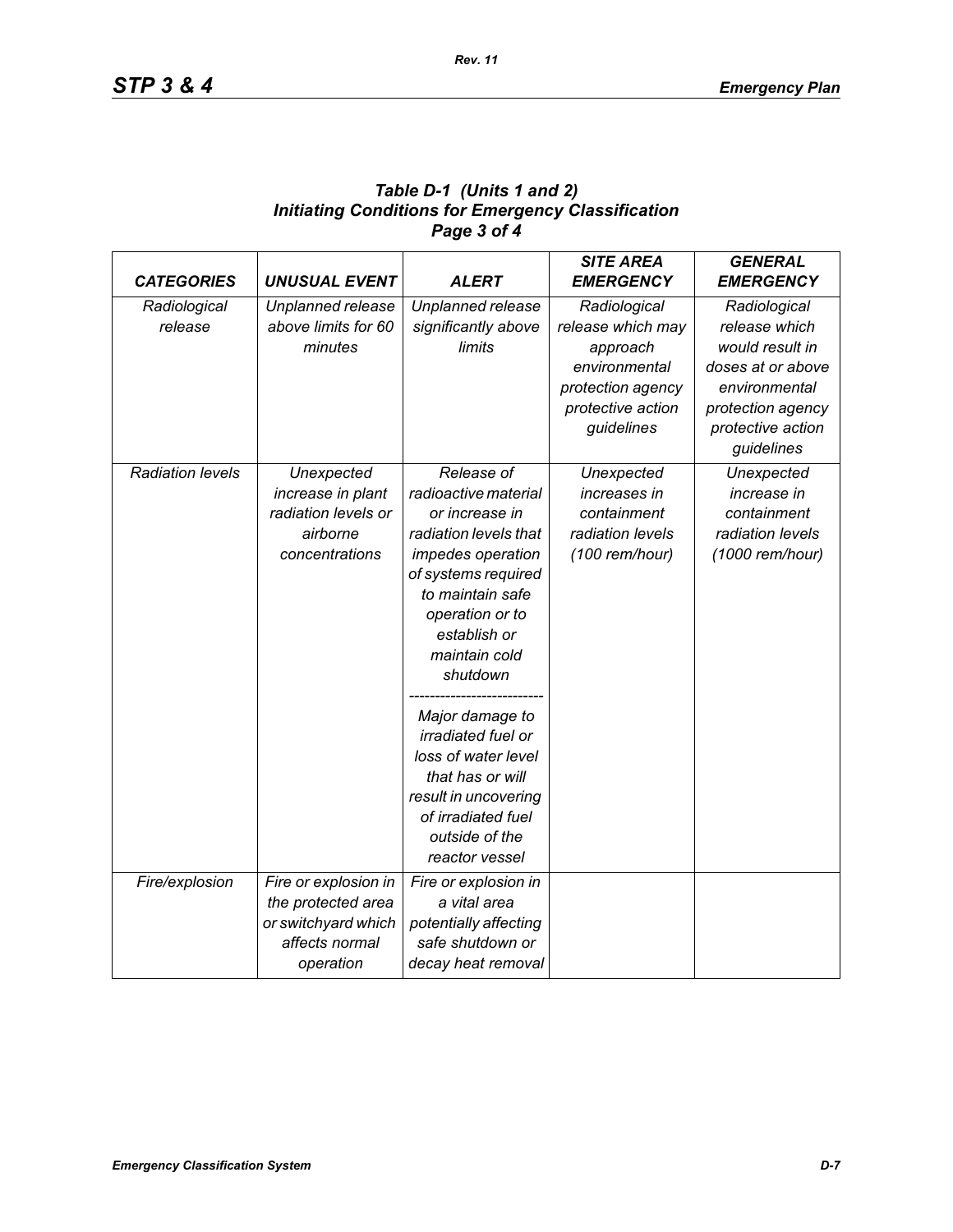### *Table D-1 (Units 1 and 2)*
### *Initiating Conditions for Emergency Classification*
### *Page 3 of 4*

| *CATEGORIES* | *UNUSUAL EVENT* | *ALERT* | *SITE AREA EMERGENCY* | *GENERAL EMERGENCY* |
|---|---|---|---|---|
| *Radiological release* | *Unplanned release above limits for 60 minutes* | *Unplanned release significantly above limits* | *Radiological release which may approach environmental protection agency protective action guidelines* | *Radiological release which would result in doses at or above environmental protection agency protective action guidelines* |
| *Radiation levels* | *Unexpected increase in plant radiation levels or airborne concentrations* | *Release of radioactive material or increase in radiation levels that impedes operation of systems required to maintain safe operation or to establish or maintain cold shutdown* ------------------------- *Major damage to irradiated fuel or loss of water level that has or will result in uncovering of irradiated fuel outside of the reactor vessel* | *Unexpected increases in containment radiation levels (100 rem/hour)* | *Unexpected increase in containment radiation levels (1000 rem/hour)* |
| *Fire/explosion* | *Fire or explosion in the protected area or switchyard which affects normal operation* | *Fire or explosion in a vital area potentially affecting safe shutdown or decay heat removal* | | |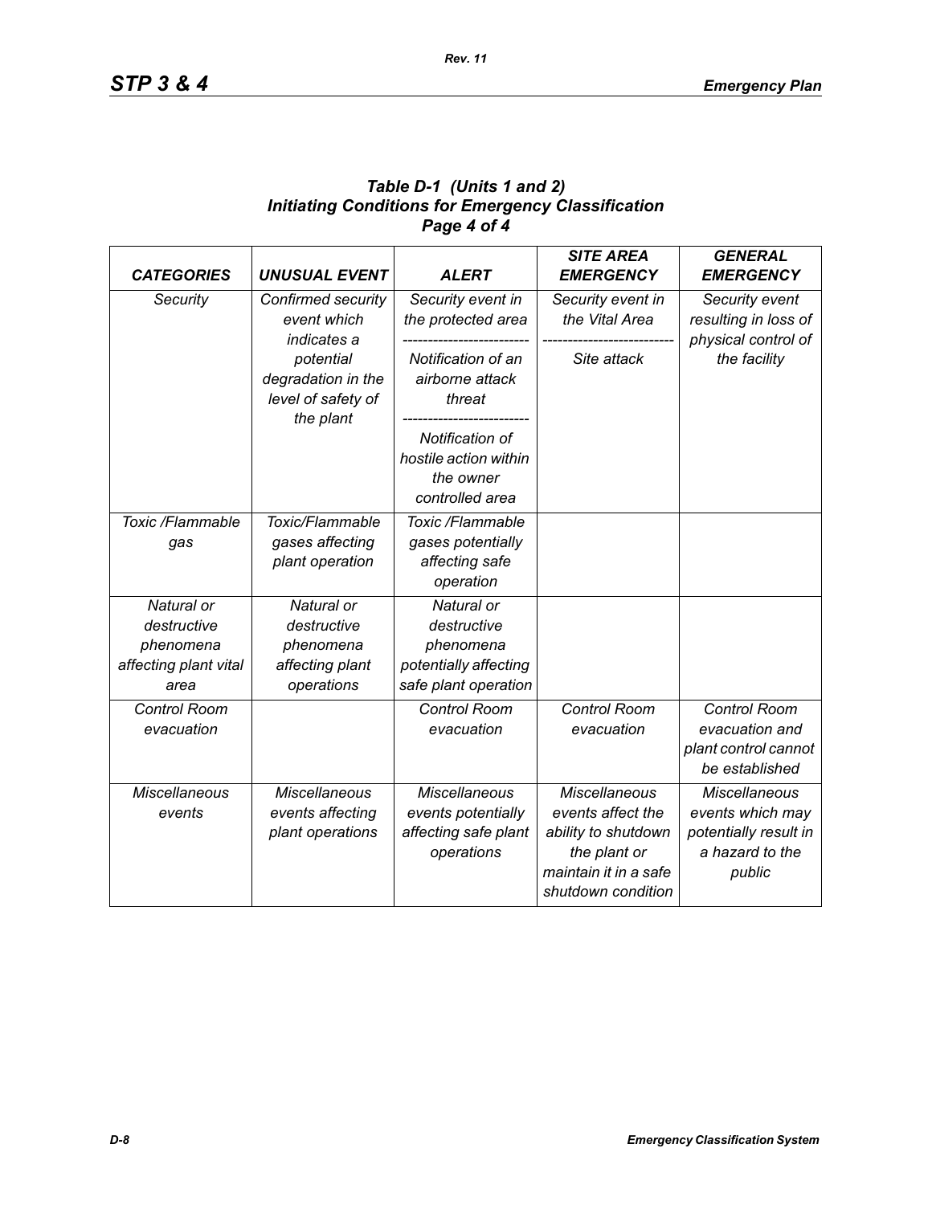**Table D-1 (Units 1 and 2)**
**Initiating Conditions for Emergency Classification**
**Page 4 of 4**

| CATEGORIES | UNUSUAL EVENT | ALERT | SITE AREA EMERGENCY | GENERAL EMERGENCY |
|---|---|---|---|---|
| *Security* | *Confirmed security event which indicates a potential degradation in the level of safety of the plant* | *Security event in the protected area* ------------------------- *Notification of an airborne attack threat* ------------------------- *Notification of hostile action within the owner controlled area* | *Security event in the Vital Area* ------------------------- *Site attack* | *Security event resulting in loss of physical control of the facility* |
| *Toxic /Flammable gas* | *Toxic/Flammable gases affecting plant operation* | *Toxic /Flammable gases potentially affecting safe operation* | | |
| *Natural or destructive phenomena affecting plant vital area* | *Natural or destructive phenomena affecting plant operations* | *Natural or destructive phenomena potentially affecting safe plant operation* | | |
| *Control Room evacuation* | | *Control Room evacuation* | *Control Room evacuation* | *Control Room evacuation and plant control cannot be established* |
| *Miscellaneous events* | *Miscellaneous events affecting plant operations* | *Miscellaneous events potentially affecting safe plant operations* | *Miscellaneous events affect the ability to shutdown the plant or maintain it in a safe shutdown condition* | *Miscellaneous events which may potentially result in a hazard to the public* |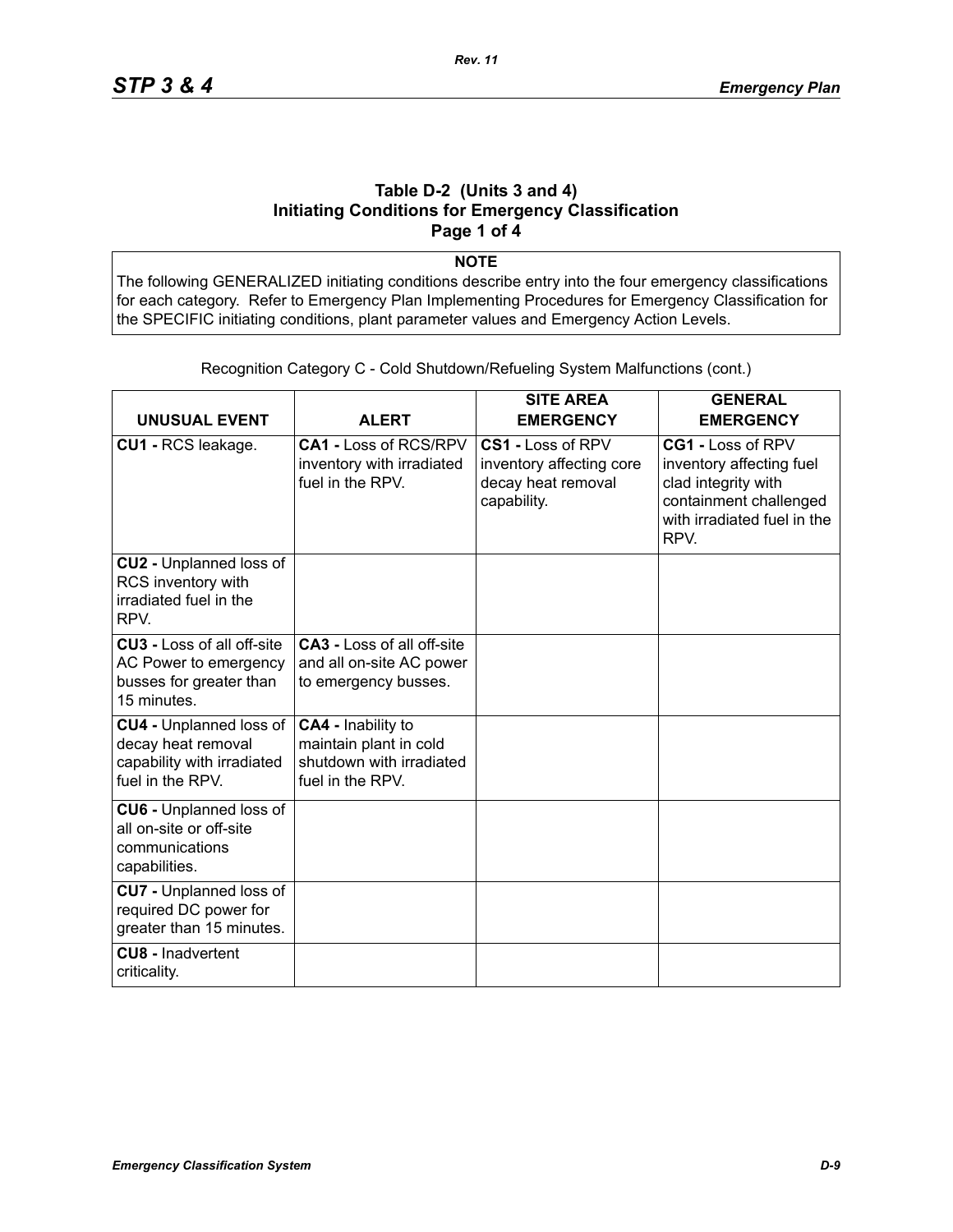## Table D-2 (Units 3 and 4)
## Initiating Conditions for Emergency Classification
## Page 1 of 4

**NOTE**

The following GENERALIZED initiating conditions describe entry into the four emergency classifications for each category. Refer to Emergency Plan Implementing Procedures for Emergency Classification for the SPECIFIC initiating conditions, plant parameter values and Emergency Action Levels.

Recognition Category C - Cold Shutdown/Refueling System Malfunctions (cont.)

| UNUSUAL EVENT | ALERT | SITE AREA EMERGENCY | GENERAL EMERGENCY |
|---|---|---|---|
| **CU1 -** RCS leakage. | **CA1 -** Loss of RCS/RPV inventory with irradiated fuel in the RPV. | **CS1 -** Loss of RPV inventory affecting core decay heat removal capability. | **CG1 -** Loss of RPV inventory affecting fuel clad integrity with containment challenged with irradiated fuel in the RPV. |
| **CU2 -** Unplanned loss of RCS inventory with irradiated fuel in the RPV. | | | |
| **CU3 -** Loss of all off-site AC Power to emergency busses for greater than 15 minutes. | **CA3 -** Loss of all off-site and all on-site AC power to emergency busses. | | |
| **CU4 -** Unplanned loss of decay heat removal capability with irradiated fuel in the RPV. | **CA4 -** Inability to maintain plant in cold shutdown with irradiated fuel in the RPV. | | |
| **CU6 -** Unplanned loss of all on-site or off-site communications capabilities. | | | |
| **CU7 -** Unplanned loss of required DC power for greater than 15 minutes. | | | |
| **CU8 -** Inadvertent criticality. | | | |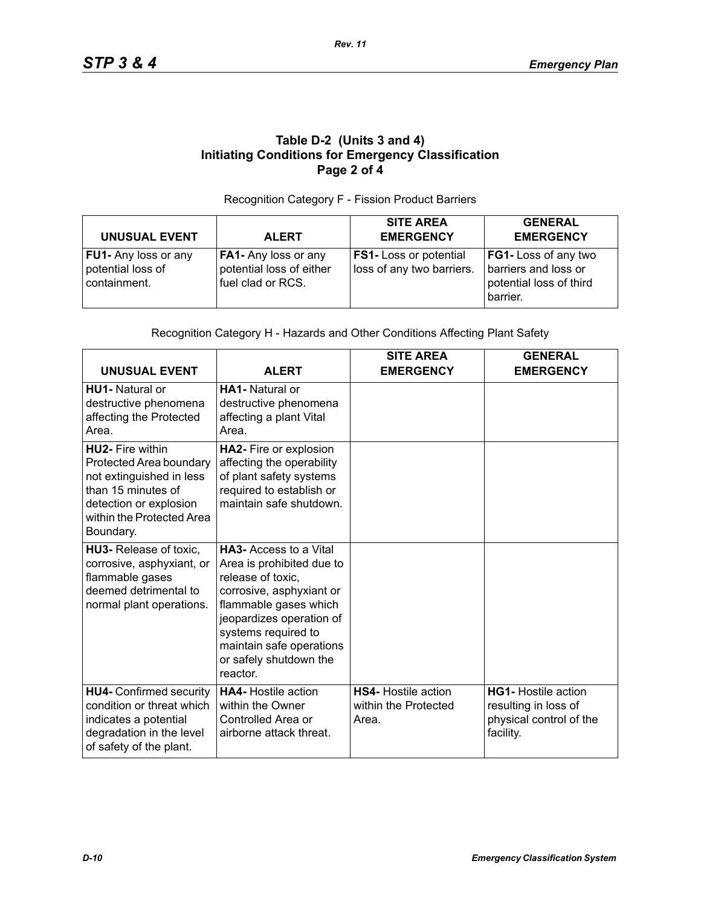### Table D-2 (Units 3 and 4)
### Initiating Conditions for Emergency Classification
### Page 2 of 4

Recognition Category F - Fission Product Barriers

| UNUSUAL EVENT | ALERT | SITE AREA EMERGENCY | GENERAL EMERGENCY |
|---|---|---|---|
| **FU1-** Any loss or any potential loss of containment. | **FA1-** Any loss or any potential loss of either fuel clad or RCS. | **FS1-** Loss or potential loss of any two barriers. | **FG1-** Loss of any two barriers and loss or potential loss of third barrier. |

Recognition Category H - Hazards and Other Conditions Affecting Plant Safety

| UNUSUAL EVENT | ALERT | SITE AREA EMERGENCY | GENERAL EMERGENCY |
|---|---|---|---|
| **HU1-** Natural or destructive phenomena affecting the Protected Area. | **HA1-** Natural or destructive phenomena affecting a plant Vital Area. | | |
| **HU2-** Fire within Protected Area boundary not extinguished in less than 15 minutes of detection or explosion within the Protected Area Boundary. | **HA2-** Fire or explosion affecting the operability of plant safety systems required to establish or maintain safe shutdown. | | |
| **HU3-** Release of toxic, corrosive, asphyxiant, or flammable gases deemed detrimental to normal plant operations. | **HA3-** Access to a Vital Area is prohibited due to release of toxic, corrosive, asphyxiant or flammable gases which jeopardizes operation of systems required to maintain safe operations or safely shutdown the reactor. | | |
| **HU4-** Confirmed security condition or threat which indicates a potential degradation in the level of safety of the plant. | **HA4-** Hostile action within the Owner Controlled Area or airborne attack threat. | **HS4-** Hostile action within the Protected Area. | **HG1-** Hostile action resulting in loss of physical control of the facility. |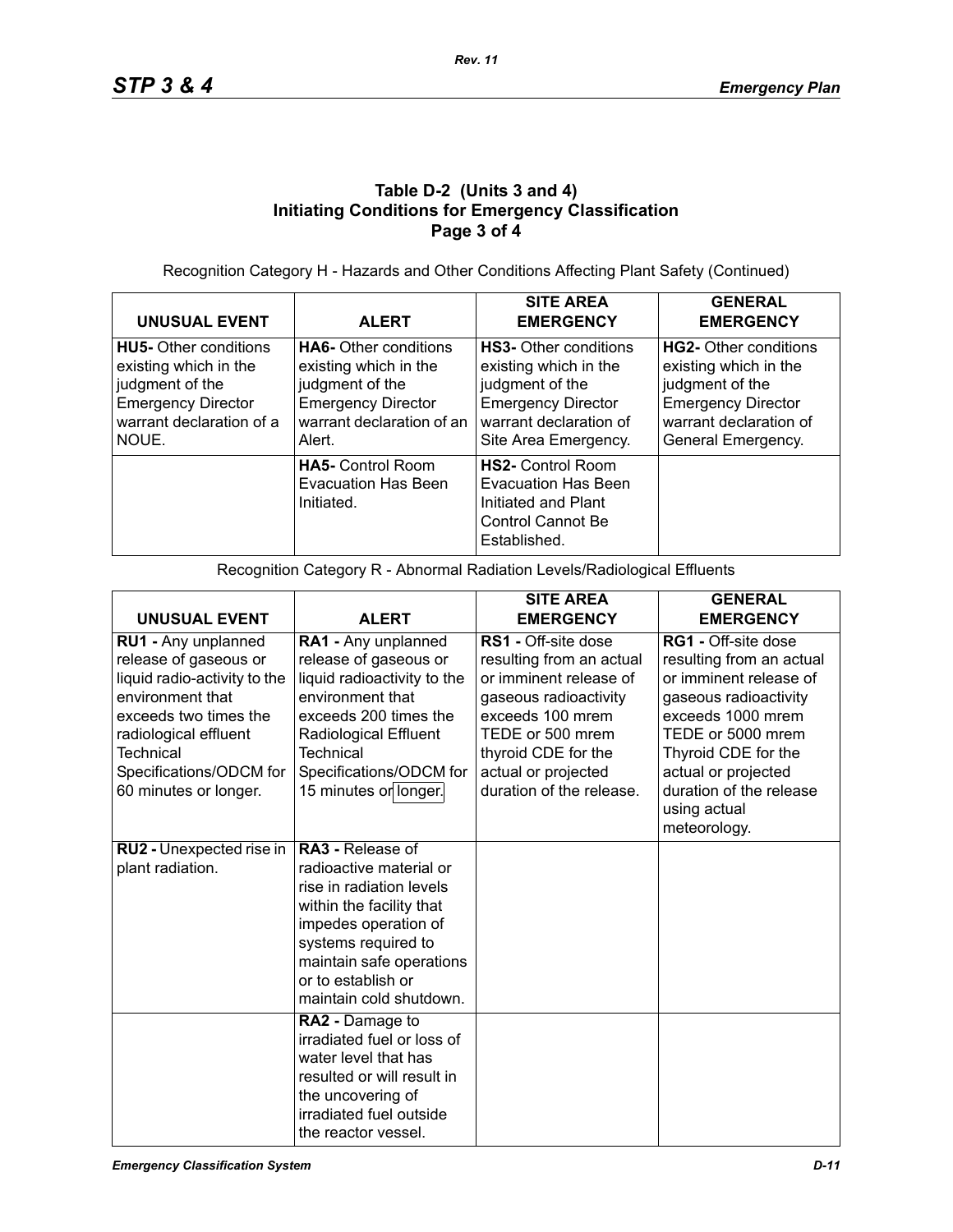**Table D-2 (Units 3 and 4)**
**Initiating Conditions for Emergency Classification**
**Page 3 of 4**

Recognition Category H - Hazards and Other Conditions Affecting Plant Safety (Continued)

| UNUSUAL EVENT | ALERT | SITE AREA EMERGENCY | GENERAL EMERGENCY |
|---|---|---|---|
| **HU5-** Other conditions existing which in the judgment of the Emergency Director warrant declaration of a NOUE. | **HA6-** Other conditions existing which in the judgment of the Emergency Director warrant declaration of an Alert. | **HS3-** Other conditions existing which in the judgment of the Emergency Director warrant declaration of Site Area Emergency. | **HG2-** Other conditions existing which in the judgment of the Emergency Director warrant declaration of General Emergency. |
| | **HA5-** Control Room Evacuation Has Been Initiated. | **HS2-** Control Room Evacuation Has Been Initiated and Plant Control Cannot Be Established. | |

Recognition Category R - Abnormal Radiation Levels/Radiological Effluents

| UNUSUAL EVENT | ALERT | SITE AREA EMERGENCY | GENERAL EMERGENCY |
|---|---|---|---|
| **RU1 -** Any unplanned release of gaseous or liquid radio-activity to the environment that exceeds two times the radiological effluent Technical Specifications/ODCM for 60 minutes or longer. | **RA1 -** Any unplanned release of gaseous or liquid radioactivity to the environment that exceeds 200 times the Radiological Effluent Technical Specifications/ODCM for 15 minutes or longer. | **RS1 -** Off-site dose resulting from an actual or imminent release of gaseous radioactivity exceeds 100 mrem TEDE or 500 mrem thyroid CDE for the actual or projected duration of the release. | **RG1 -** Off-site dose resulting from an actual or imminent release of gaseous radioactivity exceeds 1000 mrem TEDE or 5000 mrem Thyroid CDE for the actual or projected duration of the release using actual meteorology. |
| **RU2 -** Unexpected rise in plant radiation. | **RA3 -** Release of radioactive material or rise in radiation levels within the facility that impedes operation of systems required to maintain safe operations or to establish or maintain cold shutdown. | | |
| | **RA2 -** Damage to irradiated fuel or loss of water level that has resulted or will result in the uncovering of irradiated fuel outside the reactor vessel. | | |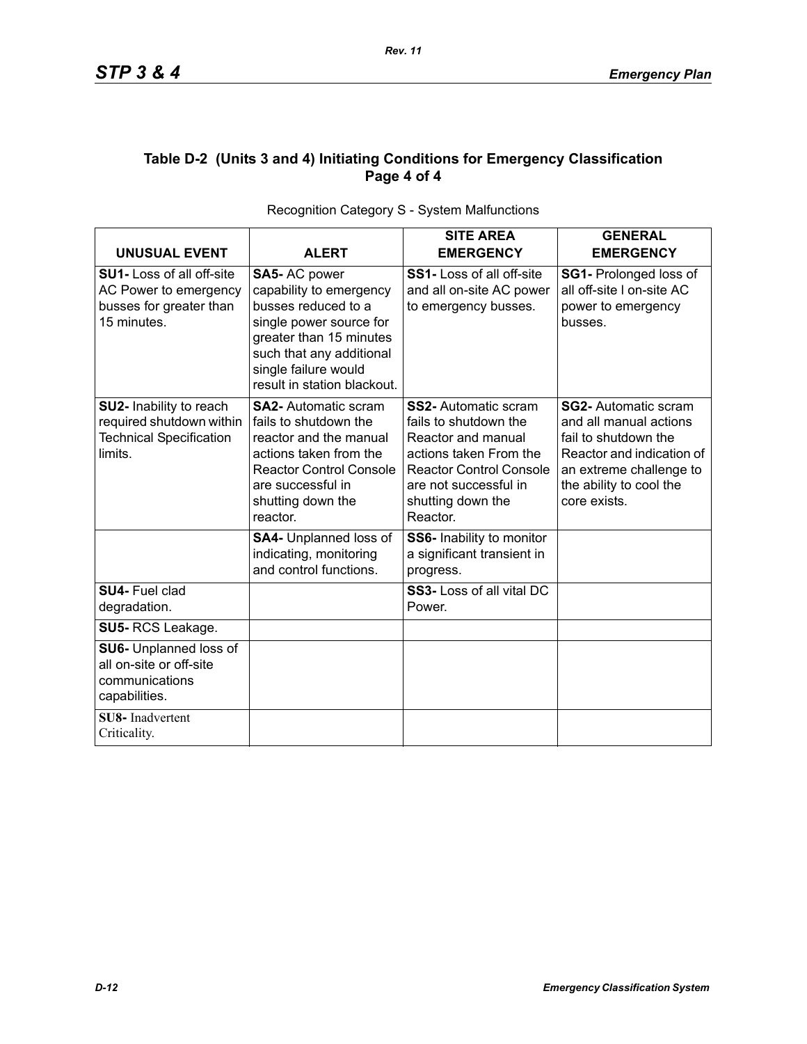**Table D-2 (Units 3 and 4) Initiating Conditions for Emergency Classification**
**Page 4 of 4**

Recognition Category S - System Malfunctions

| UNUSUAL EVENT | ALERT | SITE AREA EMERGENCY | GENERAL EMERGENCY |
|---|---|---|---|
| **SU1-** Loss of all off-site AC Power to emergency busses for greater than 15 minutes. | **SA5-** AC power capability to emergency busses reduced to a single power source for greater than 15 minutes such that any additional single failure would result in station blackout. | **SS1-** Loss of all off-site and all on-site AC power to emergency busses. | **SG1-** Prolonged loss of all off-site I on-site AC power to emergency busses. |
| **SU2-** Inability to reach required shutdown within Technical Specification limits. | **SA2-** Automatic scram fails to shutdown the reactor and the manual actions taken from the Reactor Control Console are successful in shutting down the reactor. | **SS2-** Automatic scram fails to shutdown the Reactor and manual actions taken From the Reactor Control Console are not successful in shutting down the Reactor. | **SG2-** Automatic scram and all manual actions fail to shutdown the Reactor and indication of an extreme challenge to the ability to cool the core exists. |
| | **SA4-** Unplanned loss of indicating, monitoring and control functions. | **SS6-** Inability to monitor a significant transient in progress. | |
| **SU4-** Fuel clad degradation. | | **SS3-** Loss of all vital DC Power. | |
| **SU5-** RCS Leakage. | | | |
| **SU6-** Unplanned loss of all on-site or off-site communications capabilities. | | | |
| **SU8-** Inadvertent Criticality. | | | |